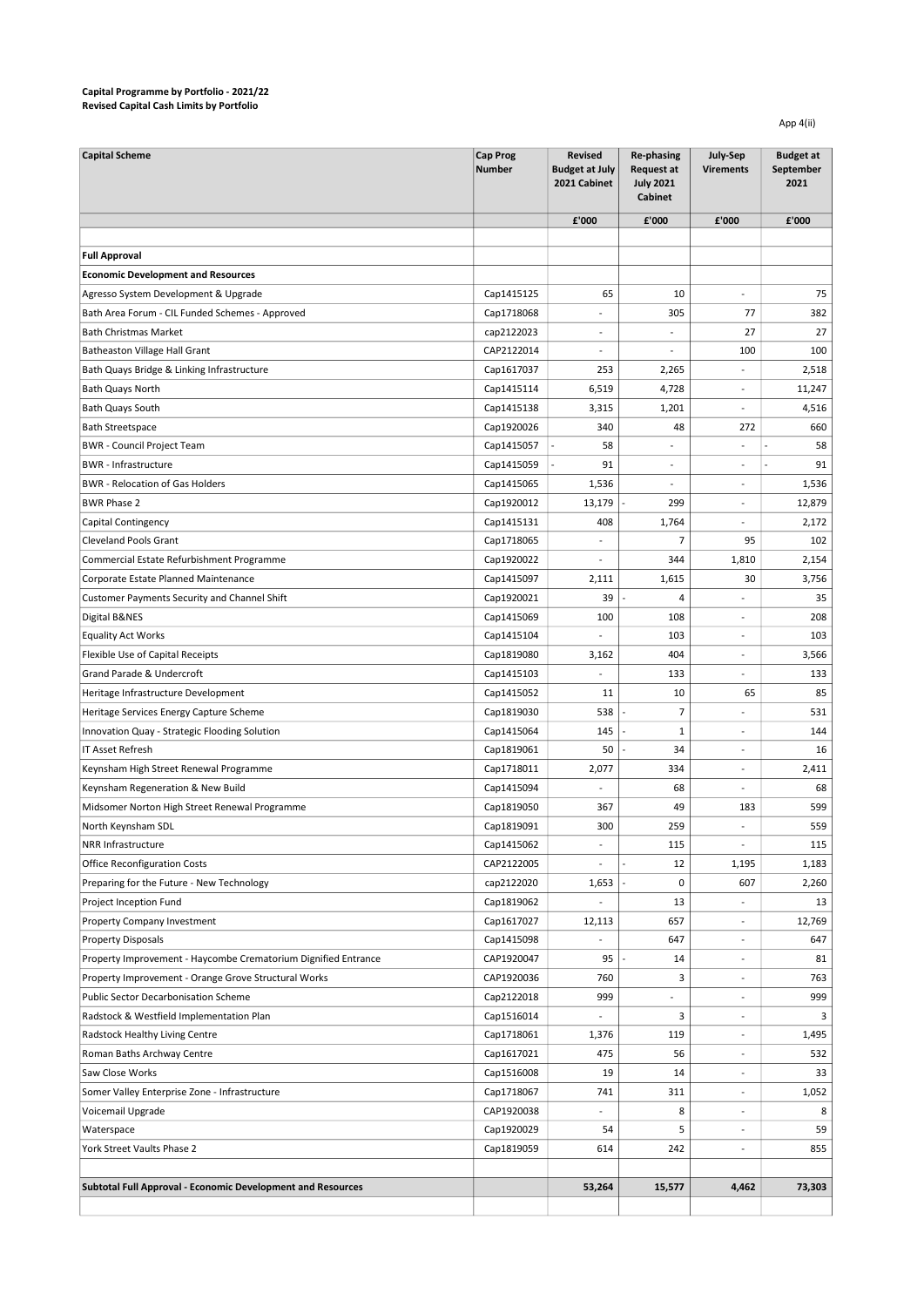**Capital Programme by Portfolio - 2021/22**
**Revised Capital Cash Limits by Portfolio**

App 4(ii)

| Capital Scheme | Cap Prog Number | Revised Budget at July 2021 Cabinet | Re-phasing Request at July 2021 Cabinet | July-Sep Virements | Budget at September 2021 |
|---|---|---|---|---|---|
| | | £'000 | £'000 | £'000 | £'000 |
| | | | | | |
| **Full Approval** | | | | | |
| **Economic Development and Resources** | | | | | |
| Agresso System Development & Upgrade | Cap1415125 | 65 | 10 | - | 75 |
| Bath Area Forum - CIL Funded Schemes - Approved | Cap1718068 | - | 305 | 77 | 382 |
| Bath Christmas Market | cap2122023 | - | - | 27 | 27 |
| Batheaston Village Hall Grant | CAP2122014 | - | - | 100 | 100 |
| Bath Quays Bridge & Linking Infrastructure | Cap1617037 | 253 | 2,265 | - | 2,518 |
| Bath Quays North | Cap1415114 | 6,519 | 4,728 | - | 11,247 |
| Bath Quays South | Cap1415138 | 3,315 | 1,201 | - | 4,516 |
| Bath Streetspace | Cap1920026 | 340 | 48 | 272 | 660 |
| BWR - Council Project Team | Cap1415057 | - 58 | - | - | - 58 |
| BWR - Infrastructure | Cap1415059 | - 91 | - | - | - 91 |
| BWR - Relocation of Gas Holders | Cap1415065 | 1,536 | - | - | 1,536 |
| BWR Phase 2 | Cap1920012 | 13,179 | - 299 | - | 12,879 |
| Capital Contingency | Cap1415131 | 408 | 1,764 | - | 2,172 |
| Cleveland Pools Grant | Cap1718065 | - | 7 | 95 | 102 |
| Commercial Estate Refurbishment Programme | Cap1920022 | - | 344 | 1,810 | 2,154 |
| Corporate Estate Planned Maintenance | Cap1415097 | 2,111 | 1,615 | 30 | 3,756 |
| Customer Payments Security and Channel Shift | Cap1920021 | 39 | - 4 | - | 35 |
| Digital B&NES | Cap1415069 | 100 | 108 | - | 208 |
| Equality Act Works | Cap1415104 | - | 103 | - | 103 |
| Flexible Use of Capital Receipts | Cap1819080 | 3,162 | 404 | - | 3,566 |
| Grand Parade & Undercroft | Cap1415103 | - | 133 | - | 133 |
| Heritage Infrastructure Development | Cap1415052 | 11 | 10 | 65 | 85 |
| Heritage Services Energy Capture Scheme | Cap1819030 | 538 | - 7 | - | 531 |
| Innovation Quay - Strategic Flooding Solution | Cap1415064 | 145 | - 1 | - | 144 |
| IT Asset Refresh | Cap1819061 | 50 | - 34 | - | 16 |
| Keynsham High Street Renewal Programme | Cap1718011 | 2,077 | 334 | - | 2,411 |
| Keynsham Regeneration & New Build | Cap1415094 | - | 68 | - | 68 |
| Midsomer Norton High Street Renewal Programme | Cap1819050 | 367 | 49 | 183 | 599 |
| North Keynsham SDL | Cap1819091 | 300 | 259 | - | 559 |
| NRR Infrastructure | Cap1415062 | - | 115 | - | 115 |
| Office Reconfiguration Costs | CAP2122005 | - | - 12 | 1,195 | 1,183 |
| Preparing for the Future - New Technology | cap2122020 | 1,653 | - 0 | 607 | 2,260 |
| Project Inception Fund | Cap1819062 | - | 13 | - | 13 |
| Property Company Investment | Cap1617027 | 12,113 | 657 | - | 12,769 |
| Property Disposals | Cap1415098 | - | 647 | - | 647 |
| Property Improvement - Haycombe Crematorium Dignified Entrance | CAP1920047 | 95 | - 14 | - | 81 |
| Property Improvement - Orange Grove Structural Works | CAP1920036 | 760 | 3 | - | 763 |
| Public Sector Decarbonisation Scheme | Cap2122018 | 999 | - | - | 999 |
| Radstock & Westfield Implementation Plan | Cap1516014 | - | 3 | - | 3 |
| Radstock Healthy Living Centre | Cap1718061 | 1,376 | 119 | - | 1,495 |
| Roman Baths Archway Centre | Cap1617021 | 475 | 56 | - | 532 |
| Saw Close Works | Cap1516008 | 19 | 14 | - | 33 |
| Somer Valley Enterprise Zone - Infrastructure | Cap1718067 | 741 | 311 | - | 1,052 |
| Voicemail Upgrade | CAP1920038 | - | 8 | - | 8 |
| Waterspace | Cap1920029 | 54 | 5 | - | 59 |
| York Street Vaults Phase 2 | Cap1819059 | 614 | 242 | - | 855 |
| | | | | | |
| **Subtotal Full Approval - Economic Development and Resources** | | **53,264** | **15,577** | **4,462** | **73,303** |
| | | | | | |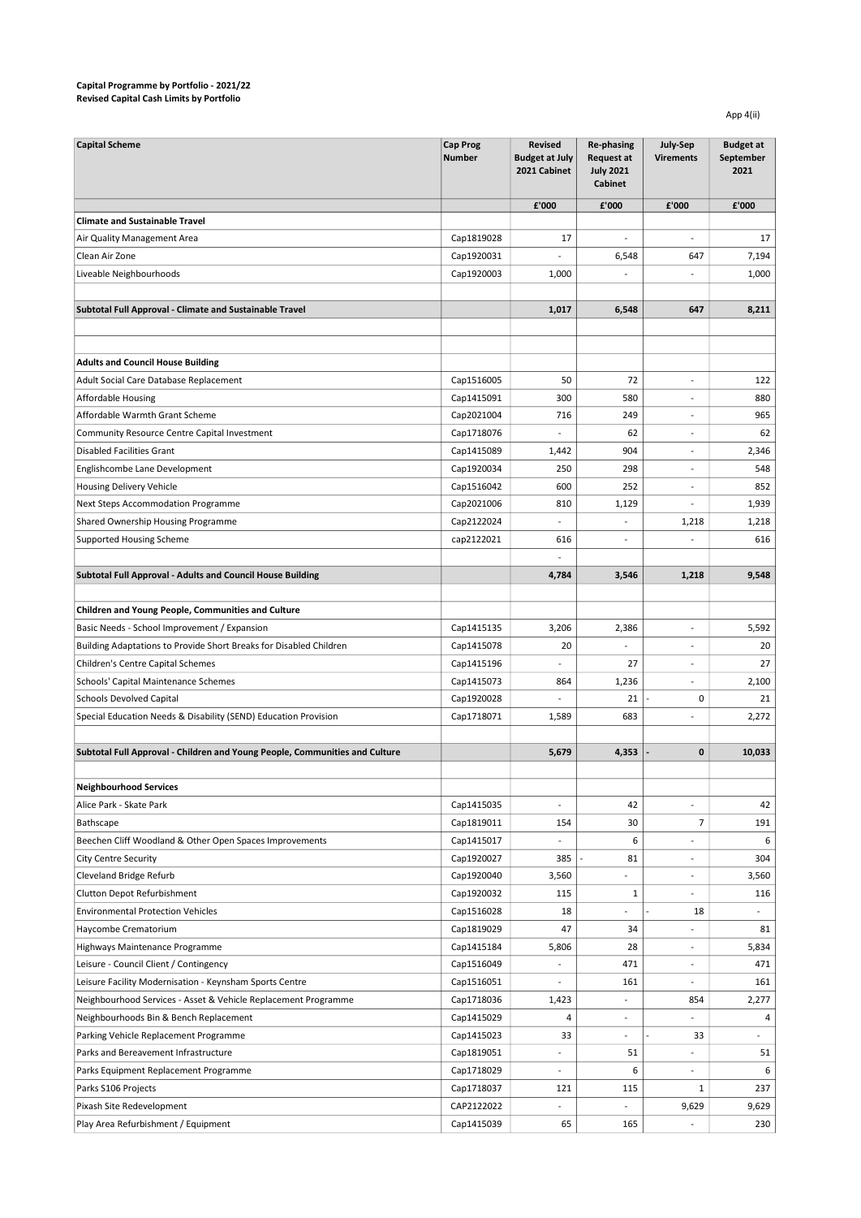**Capital Programme by Portfolio - 2021/22**
**Revised Capital Cash Limits by Portfolio**

App 4(ii)

| Capital Scheme | Cap Prog Number | Revised Budget at July 2021 Cabinet | Re-phasing Request at July 2021 Cabinet | July-Sep Virements | Budget at September 2021 |
|---|---|---|---|---|---|
| | | £'000 | £'000 | £'000 | £'000 |
| **Climate and Sustainable Travel** | | | | | |
| Air Quality Management Area | Cap1819028 | 17 | - | - | 17 |
| Clean Air Zone | Cap1920031 | - | 6,548 | 647 | 7,194 |
| Liveable Neighbourhoods | Cap1920003 | 1,000 | - | - | 1,000 |
| | | | | | |
| **Subtotal Full Approval - Climate and Sustainable Travel** | | **1,017** | **6,548** | **647** | **8,211** |
| | | | | | |
| | | | | | |
| **Adults and Council House Building** | | | | | |
| Adult Social Care Database Replacement | Cap1516005 | 50 | 72 | - | 122 |
| Affordable Housing | Cap1415091 | 300 | 580 | - | 880 |
| Affordable Warmth Grant Scheme | Cap2021004 | 716 | 249 | - | 965 |
| Community Resource Centre Capital Investment | Cap1718076 | - | 62 | - | 62 |
| Disabled Facilities Grant | Cap1415089 | 1,442 | 904 | - | 2,346 |
| Englishcombe Lane Development | Cap1920034 | 250 | 298 | - | 548 |
| Housing Delivery Vehicle | Cap1516042 | 600 | 252 | - | 852 |
| Next Steps Accommodation Programme | Cap2021006 | 810 | 1,129 | - | 1,939 |
| Shared Ownership Housing Programme | Cap2122024 | - | - | 1,218 | 1,218 |
| Supported Housing Scheme | cap2122021 | 616 | - | - | 616 |
| | | - | | | |
| **Subtotal Full Approval - Adults and Council House Building** | | **4,784** | **3,546** | **1,218** | **9,548** |
| | | | | | |
| **Children and Young People, Communities and Culture** | | | | | |
| Basic Needs - School Improvement / Expansion | Cap1415135 | 3,206 | 2,386 | - | 5,592 |
| Building Adaptations to Provide Short Breaks for Disabled Children | Cap1415078 | 20 | - | - | 20 |
| Children's Centre Capital Schemes | Cap1415196 | - | 27 | - | 27 |
| Schools' Capital Maintenance Schemes | Cap1415073 | 864 | 1,236 | - | 2,100 |
| Schools Devolved Capital | Cap1920028 | - | 21 | - 0 | 21 |
| Special Education Needs & Disability (SEND) Education Provision | Cap1718071 | 1,589 | 683 | - | 2,272 |
| | | | | | |
| **Subtotal Full Approval - Children and Young People, Communities and Culture** | | **5,679** | **4,353** | **- 0** | **10,033** |
| | | | | | |
| **Neighbourhood Services** | | | | | |
| Alice Park - Skate Park | Cap1415035 | - | 42 | - | 42 |
| Bathscape | Cap1819011 | 154 | 30 | 7 | 191 |
| Beechen Cliff Woodland & Other Open Spaces Improvements | Cap1415017 | - | 6 | - | 6 |
| City Centre Security | Cap1920027 | 385 | - 81 | - | 304 |
| Cleveland Bridge Refurb | Cap1920040 | 3,560 | - | - | 3,560 |
| Clutton Depot Refurbishment | Cap1920032 | 115 | 1 | - | 116 |
| Environmental Protection Vehicles | Cap1516028 | 18 | - | - 18 | - |
| Haycombe Crematorium | Cap1819029 | 47 | 34 | - | 81 |
| Highways Maintenance Programme | Cap1415184 | 5,806 | 28 | - | 5,834 |
| Leisure - Council Client / Contingency | Cap1516049 | - | 471 | - | 471 |
| Leisure Facility Modernisation - Keynsham Sports Centre | Cap1516051 | - | 161 | - | 161 |
| Neighbourhood Services - Asset & Vehicle Replacement Programme | Cap1718036 | 1,423 | - | 854 | 2,277 |
| Neighbourhoods Bin & Bench Replacement | Cap1415029 | 4 | - | - | 4 |
| Parking Vehicle Replacement Programme | Cap1415023 | 33 | - | - 33 | - |
| Parks and Bereavement Infrastructure | Cap1819051 | - | 51 | - | 51 |
| Parks Equipment Replacement Programme | Cap1718029 | - | 6 | - | 6 |
| Parks S106 Projects | Cap1718037 | 121 | 115 | 1 | 237 |
| Pixash Site Redevelopment | CAP2122022 | - | - | 9,629 | 9,629 |
| Play Area Refurbishment / Equipment | Cap1415039 | 65 | 165 | - | 230 |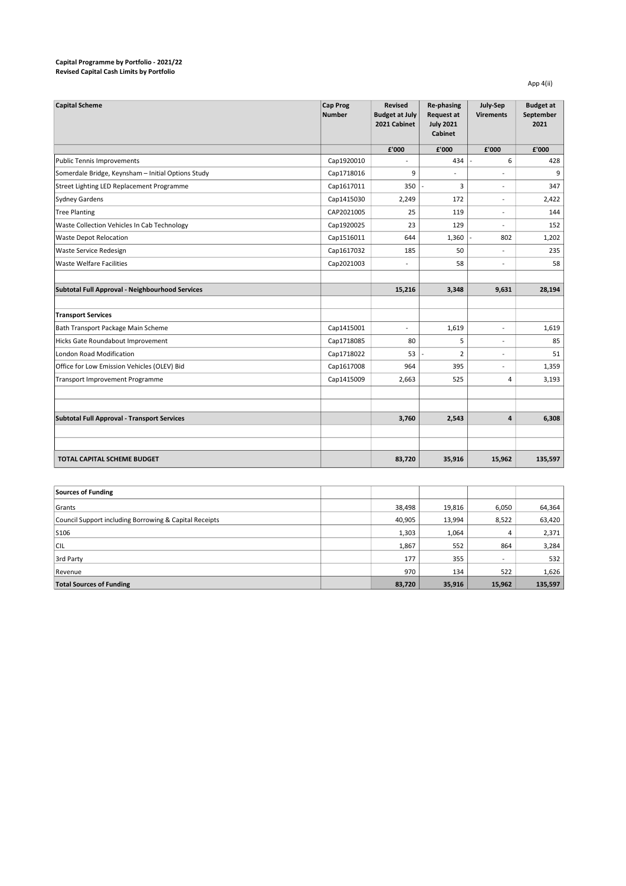**Capital Programme by Portfolio - 2021/22**
**Revised Capital Cash Limits by Portfolio**

App 4(ii)

| Capital Scheme | Cap Prog Number | Revised Budget at July 2021 Cabinet | Re-phasing Request at July 2021 Cabinet | July-Sep Virements | Budget at September 2021 |
|---|---|---|---|---|---|
| | | £'000 | £'000 | £'000 | £'000 |
| Public Tennis Improvements | Cap1920010 | - | 434 | -6 | 428 |
| Somerdale Bridge, Keynsham – Initial Options Study | Cap1718016 | 9 | - | - | 9 |
| Street Lighting LED Replacement Programme | Cap1617011 | 350 | -3 | - | 347 |
| Sydney Gardens | Cap1415030 | 2,249 | 172 | - | 2,422 |
| Tree Planting | CAP2021005 | 25 | 119 | - | 144 |
| Waste Collection Vehicles In Cab Technology | Cap1920025 | 23 | 129 | - | 152 |
| Waste Depot Relocation | Cap1516011 | 644 | 1,360 | -802 | 1,202 |
| Waste Service Redesign | Cap1617032 | 185 | 50 | - | 235 |
| Waste Welfare Facilities | Cap2021003 | - | 58 | - | 58 |
| | | | | | |
| **Subtotal Full Approval - Neighbourhood Services** | | **15,216** | **3,348** | **9,631** | **28,194** |
| | | | | | |
| **Transport Services** | | | | | |
| Bath Transport Package Main Scheme | Cap1415001 | - | 1,619 | - | 1,619 |
| Hicks Gate Roundabout Improvement | Cap1718085 | 80 | 5 | - | 85 |
| London Road Modification | Cap1718022 | 53 | -2 | - | 51 |
| Office for Low Emission Vehicles (OLEV) Bid | Cap1617008 | 964 | 395 | - | 1,359 |
| Transport Improvement Programme | Cap1415009 | 2,663 | 525 | 4 | 3,193 |
| | | | | | |
| | | | | | |
| **Subtotal Full Approval - Transport Services** | | **3,760** | **2,543** | **4** | **6,308** |
| | | | | | |
| | | | | | |
| **TOTAL CAPITAL SCHEME BUDGET** | | **83,720** | **35,916** | **15,962** | **135,597** |

| | | | | | |
|---|---|---|---|---|---|
| **Sources of Funding** | | | | | |
| Grants | | 38,498 | 19,816 | 6,050 | 64,364 |
| Council Support including Borrowing & Capital Receipts | | 40,905 | 13,994 | 8,522 | 63,420 |
| S106 | | 1,303 | 1,064 | 4 | 2,371 |
| CIL | | 1,867 | 552 | 864 | 3,284 |
| 3rd Party | | 177 | 355 | - | 532 |
| Revenue | | 970 | 134 | 522 | 1,626 |
| **Total Sources of Funding** | | **83,720** | **35,916** | **15,962** | **135,597** |